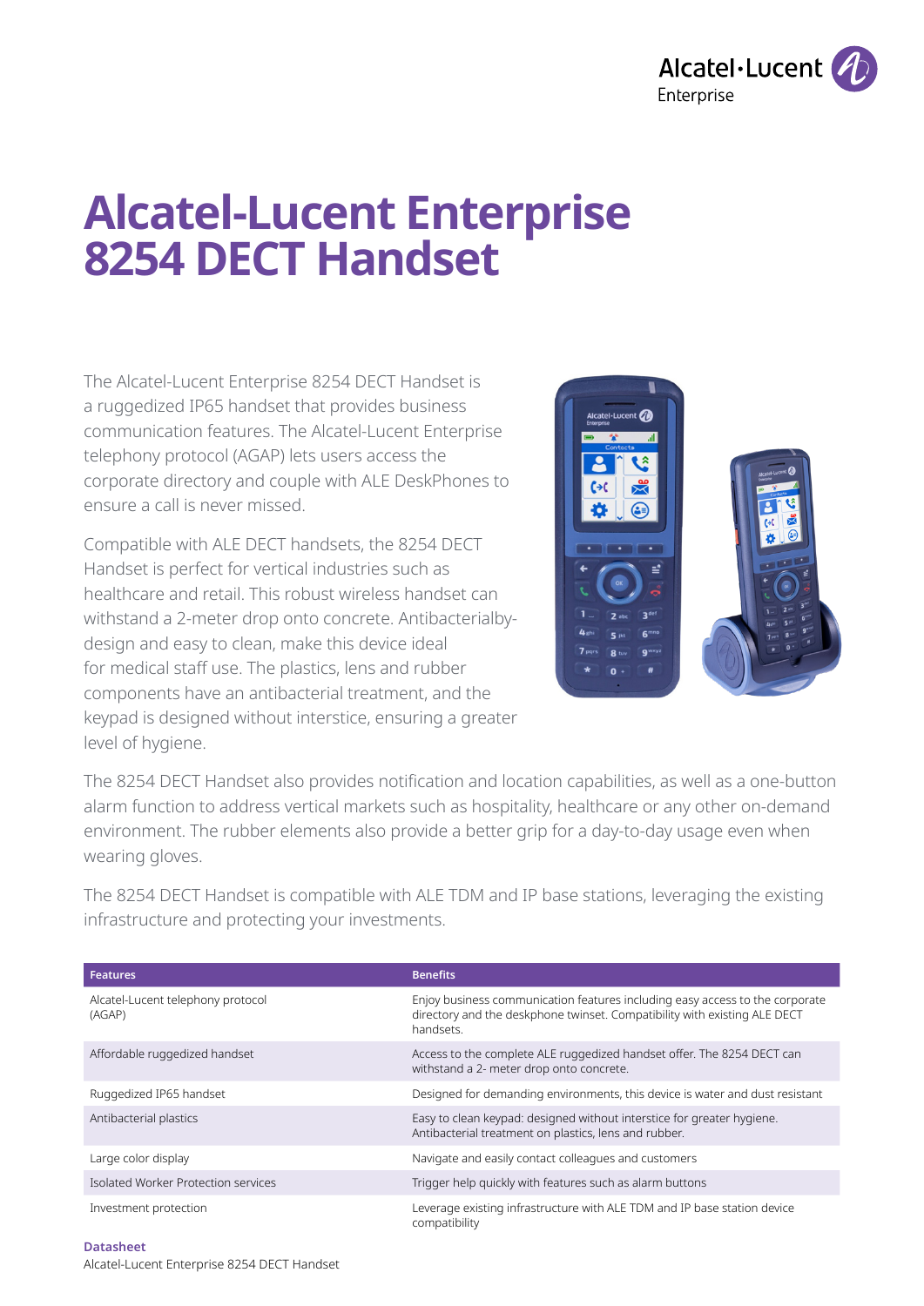# Alcatel-Lucent Enterprise 8254 DECT Handset

The Alcatel-Lucent Enterprise 8254 DECT Handset is a ruggedized IP65 handset that provides business communication features. The Alcatel-Lucent Enterprise telephony protocol (AGAP) lets users access the corporate directory and couple with ALE DeskPhones to ensure a call is never missed.

Compatible with ALE DECT handsets, the 8254 DECT Handset is perfect for vertical industries such as healthcare and retail. This robust wireless handset can withstand a 2-meter drop onto concrete. Antibacterialby-design and easy to clean, make this device ideal for medical staff use. The plastics, lens and rubber components have an antibacterial treatment, and the keypad is designed without interstice, ensuring a greater level of hygiene.

The 8254 DECT Handset also provides notification and location capabilities, as well as a one-button alarm function to address vertical markets such as hospitality, healthcare or any other on-demand environment. The rubber elements also provide a better grip for a day-to-day usage even when wearing gloves.

The 8254 DECT Handset is compatible with ALE TDM and IP base stations, leveraging the existing infrastructure and protecting your investments.

| Features | Benefits |
|---|---|
| Alcatel-Lucent telephony protocol (AGAP) | Enjoy business communication features including easy access to the corporate directory and the deskphone twinset. Compatibility with existing ALE DECT handsets. |
| Affordable ruggedized handset | Access to the complete ALE ruggedized handset offer. The 8254 DECT can withstand a 2- meter drop onto concrete. |
| Ruggedized IP65 handset | Designed for demanding environments, this device is water and dust resistant |
| Antibacterial plastics | Easy to clean keypad: designed without interstice for greater hygiene. Antibacterial treatment on plastics, lens and rubber. |
| Large color display | Navigate and easily contact colleagues and customers |
| Isolated Worker Protection services | Trigger help quickly with features such as alarm buttons |
| Investment protection | Leverage existing infrastructure with ALE TDM and IP base station device compatibility |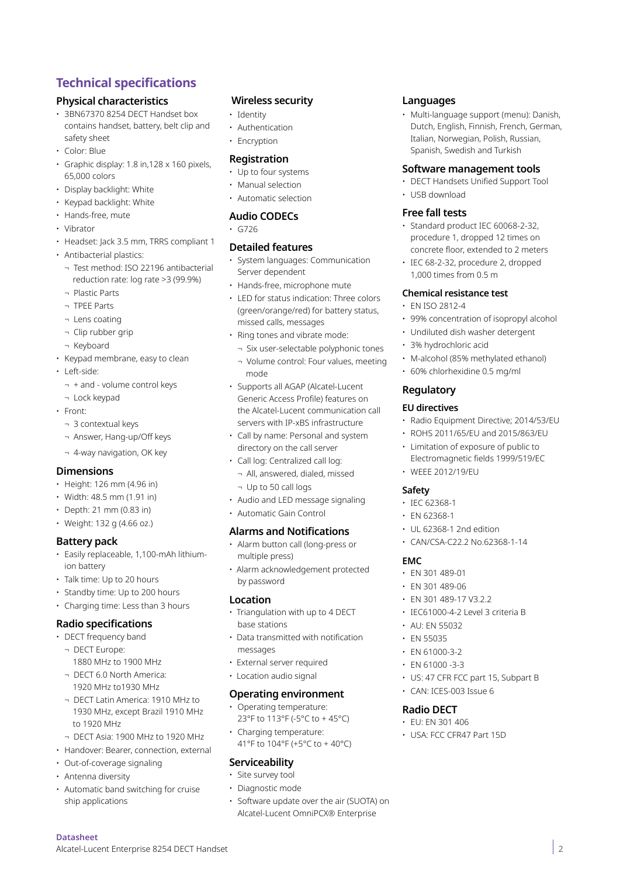# Technical specifications

## Physical characteristics

- 3BN67370 8254 DECT Handset box contains handset, battery, belt clip and safety sheet
- Color: Blue
- Graphic display: 1.8 in,128 x 160 pixels, 65,000 colors
- Display backlight: White
- Keypad backlight: White
- Hands-free, mute
- Vibrator
- Headset: Jack 3.5 mm, TRRS compliant 1
- Antibacterial plastics:
  - Test method: ISO 22196 antibacterial reduction rate: log rate >3 (99.9%)
  - Plastic Parts
  - TPEE Parts
  - Lens coating
  - Clip rubber grip
  - Keyboard
- Keypad membrane, easy to clean
- Left-side:
  - + and - volume control keys
  - Lock keypad
- Front:
  - 3 contextual keys
  - Answer, Hang-up/Off keys
  - 4-way navigation, OK key

## Dimensions

- Height: 126 mm (4.96 in)
- Width: 48.5 mm (1.91 in)
- Depth: 21 mm (0.83 in)
- Weight: 132 g (4.66 oz.)

## Battery pack

- Easily replaceable, 1,100-mAh lithium-ion battery
- Talk time: Up to 20 hours
- Standby time: Up to 200 hours
- Charging time: Less than 3 hours

## Radio specifications

- DECT frequency band
  - DECT Europe: 1880 MHz to 1900 MHz
  - DECT 6.0 North America: 1920 MHz to1930 MHz
  - DECT Latin America: 1910 MHz to 1930 MHz, except Brazil 1910 MHz to 1920 MHz
  - DECT Asia: 1900 MHz to 1920 MHz
- Handover: Bearer, connection, external
- Out-of-coverage signaling
- Antenna diversity
- Automatic band switching for cruise ship applications

## Wireless security

- Identity
- Authentication
- Encryption

## Registration

- Up to four systems
- Manual selection
- Automatic selection

## Audio CODECs

- G726

## Detailed features

- System languages: Communication Server dependent
- Hands-free, microphone mute
- LED for status indication: Three colors (green/orange/red) for battery status, missed calls, messages
- Ring tones and vibrate mode:
  - Six user-selectable polyphonic tones
  - Volume control: Four values, meeting mode
- Supports all AGAP (Alcatel-Lucent Generic Access Profile) features on the Alcatel-Lucent communication call servers with IP-xBS infrastructure
- Call by name: Personal and system directory on the call server
- Call log: Centralized call log:
  - All, answered, dialed, missed
  - Up to 50 call logs
- Audio and LED message signaling
- Automatic Gain Control

## Alarms and Notifications

- Alarm button call (long-press or multiple press)
- Alarm acknowledgement protected by password

## Location

- Triangulation with up to 4 DECT base stations
- Data transmitted with notification messages
- External server required
- Location audio signal

## Operating environment

- Operating temperature: 23°F to 113°F (-5°C to + 45°C)
- Charging temperature: 41°F to 104°F (+5°C to + 40°C)

## Serviceability

- Site survey tool
- Diagnostic mode
- Software update over the air (SUOTA) on Alcatel-Lucent OmniPCX® Enterprise

## Languages

- Multi-language support (menu): Danish, Dutch, English, Finnish, French, German, Italian, Norwegian, Polish, Russian, Spanish, Swedish and Turkish

## Software management tools

- DECT Handsets Unified Support Tool
- USB download

## Free fall tests

- Standard product IEC 60068-2-32, procedure 1, dropped 12 times on concrete floor, extended to 2 meters
- IEC 68-2-32, procedure 2, dropped 1,000 times from 0.5 m

## Chemical resistance test

- EN ISO 2812-4
- 99% concentration of isopropyl alcohol
- Undiluted dish washer detergent
- 3% hydrochloric acid
- M-alcohol (85% methylated ethanol)
- 60% chlorhexidine 0.5 mg/ml

## Regulatory

### EU directives

- Radio Equipment Directive; 2014/53/EU
- ROHS 2011/65/EU and 2015/863/EU
- Limitation of exposure of public to Electromagnetic fields 1999/519/EC
- WEEE 2012/19/EU

### Safety

- IEC 62368-1
- EN 62368-1
- UL 62368-1 2nd edition
- CAN/CSA-C22.2 No.62368-1-14

### EMC

- EN 301 489-01
- EN 301 489-06
- EN 301 489-17 V3.2.2
- IEC61000-4-2 Level 3 criteria B
- AU: EN 55032
- EN 55035
- EN 61000-3-2
- EN 61000 -3-3
- US: 47 CFR FCC part 15, Subpart B
- CAN: ICES-003 Issue 6

## Radio DECT

- EU: EN 301 406
- USA: FCC CFR47 Part 15D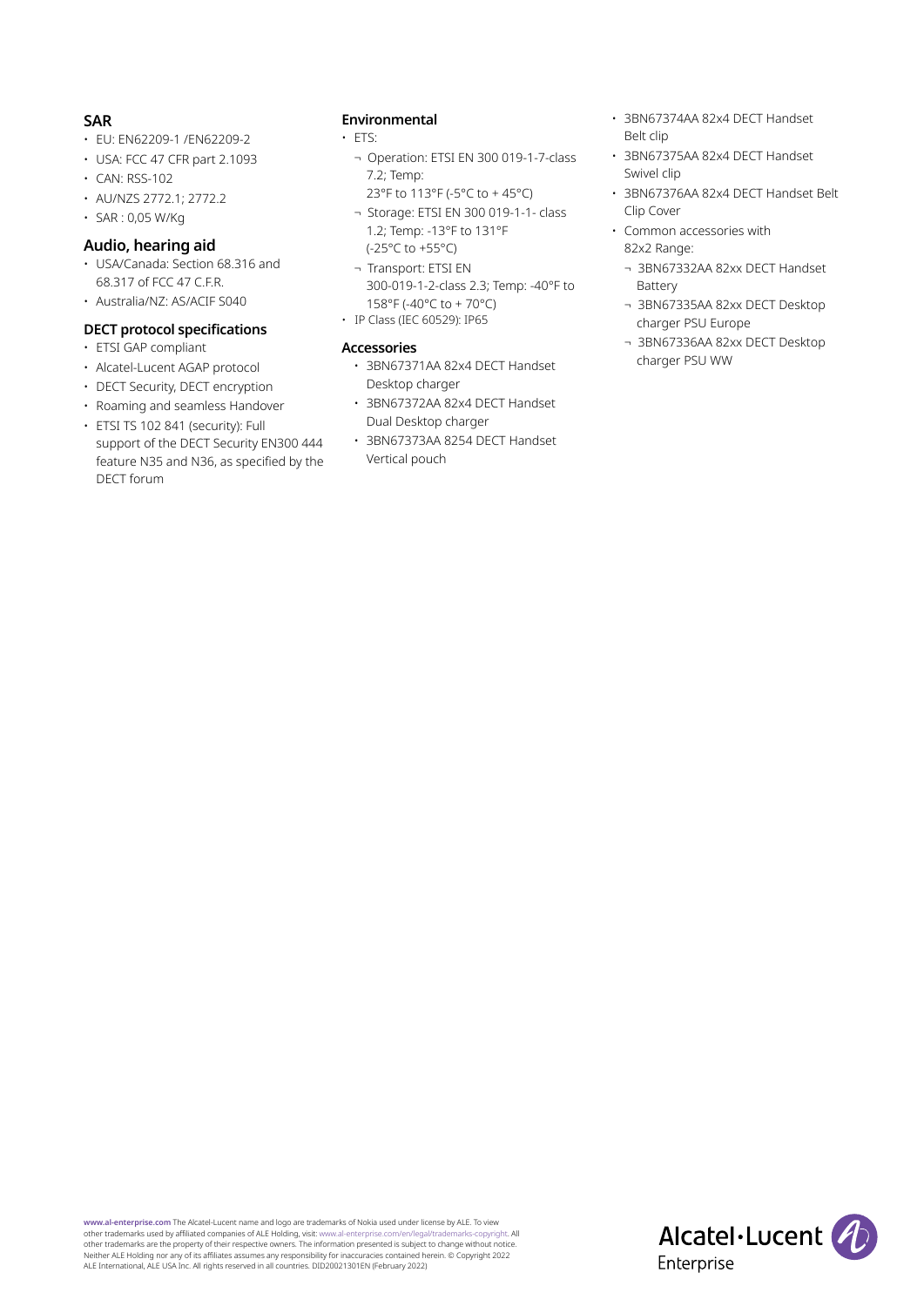## SAR

- EU: EN62209-1 /EN62209-2
- USA: FCC 47 CFR part 2.1093
- CAN: RSS-102
- AU/NZS 2772.1; 2772.2
- SAR : 0,05 W/Kg

## Audio, hearing aid

- USA/Canada: Section 68.316 and 68.317 of FCC 47 C.F.R.
- Australia/NZ: AS/ACIF S040

## DECT protocol specifications

- ETSI GAP compliant
- Alcatel-Lucent AGAP protocol
- DECT Security, DECT encryption
- Roaming and seamless Handover
- ETSI TS 102 841 (security): Full support of the DECT Security EN300 444 feature N35 and N36, as specified by the DECT forum

## Environmental

- ETS:
  - Operation: ETSI EN 300 019-1-7-class 7.2; Temp: 23°F to 113°F (-5°C to + 45°C)
  - Storage: ETSI EN 300 019-1-1- class 1.2; Temp: -13°F to 131°F (-25°C to +55°C)
  - Transport: ETSI EN 300-019-1-2-class 2.3; Temp: -40°F to 158°F (-40°C to + 70°C)
- IP Class (IEC 60529): IP65

## Accessories

- 3BN67371AA 82x4 DECT Handset Desktop charger
- 3BN67372AA 82x4 DECT Handset Dual Desktop charger
- 3BN67373AA 8254 DECT Handset Vertical pouch
- 3BN67374AA 82x4 DECT Handset Belt clip
- 3BN67375AA 82x4 DECT Handset Swivel clip
- 3BN67376AA 82x4 DECT Handset Belt Clip Cover
- Common accessories with 82x2 Range:
  - 3BN67332AA 82xx DECT Handset Battery
  - 3BN67335AA 82xx DECT Desktop charger PSU Europe
  - 3BN67336AA 82xx DECT Desktop charger PSU WW

**www.al-enterprise.com** The Alcatel-Lucent name and logo are trademarks of Nokia used under license by ALE. To view other trademarks used by affiliated companies of ALE Holding, visit: www.al-enterprise.com/en/legal/trademarks-copyright. All other trademarks are the property of their respective owners. The information presented is subject to change without notice. Neither ALE Holding nor any of its affiliates assumes any responsibility for inaccuracies contained herein. © Copyright 2022 ALE International, ALE USA Inc. All rights reserved in all countries. DID20021301EN (February 2022)

Alcatel·Lucent Enterprise